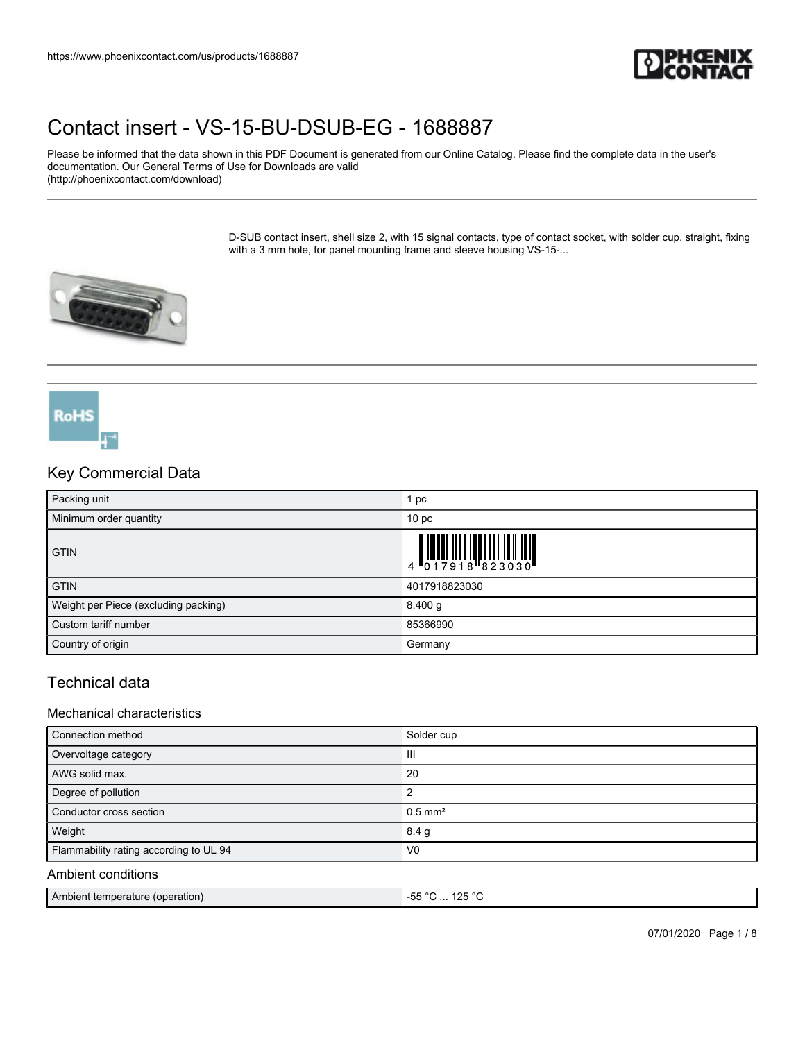# Contact insert - VS-15-BU-DSUB-EG - 1688887

Please be informed that the data shown in this PDF Document is generated from our Online Catalog. Please find the complete data in the user's documentation. Our General Terms of Use for Downloads are valid (http://phoenixcontact.com/download)

D-SUB contact insert, shell size 2, with 15 signal contacts, type of contact socket, with solder cup, straight, fixing with a 3 mm hole, for panel mounting frame and sleeve housing VS-15-...

## Key Commercial Data

| | |
|---|---|
| Packing unit | 1 pc |
| Minimum order quantity | 10 pc |
| GTIN | 4 017918 823030 |
| GTIN | 4017918823030 |
| Weight per Piece (excluding packing) | 8.400 g |
| Custom tariff number | 85366990 |
| Country of origin | Germany |

## Technical data

### Mechanical characteristics

| | |
|---|---|
| Connection method | Solder cup |
| Overvoltage category | III |
| AWG solid max. | 20 |
| Degree of pollution | 2 |
| Conductor cross section | 0.5 mm² |
| Weight | 8.4 g |
| Flammability rating according to UL 94 | V0 |

### Ambient conditions

| | |
|---|---|
| Ambient temperature (operation) | -55 °C ... 125 °C |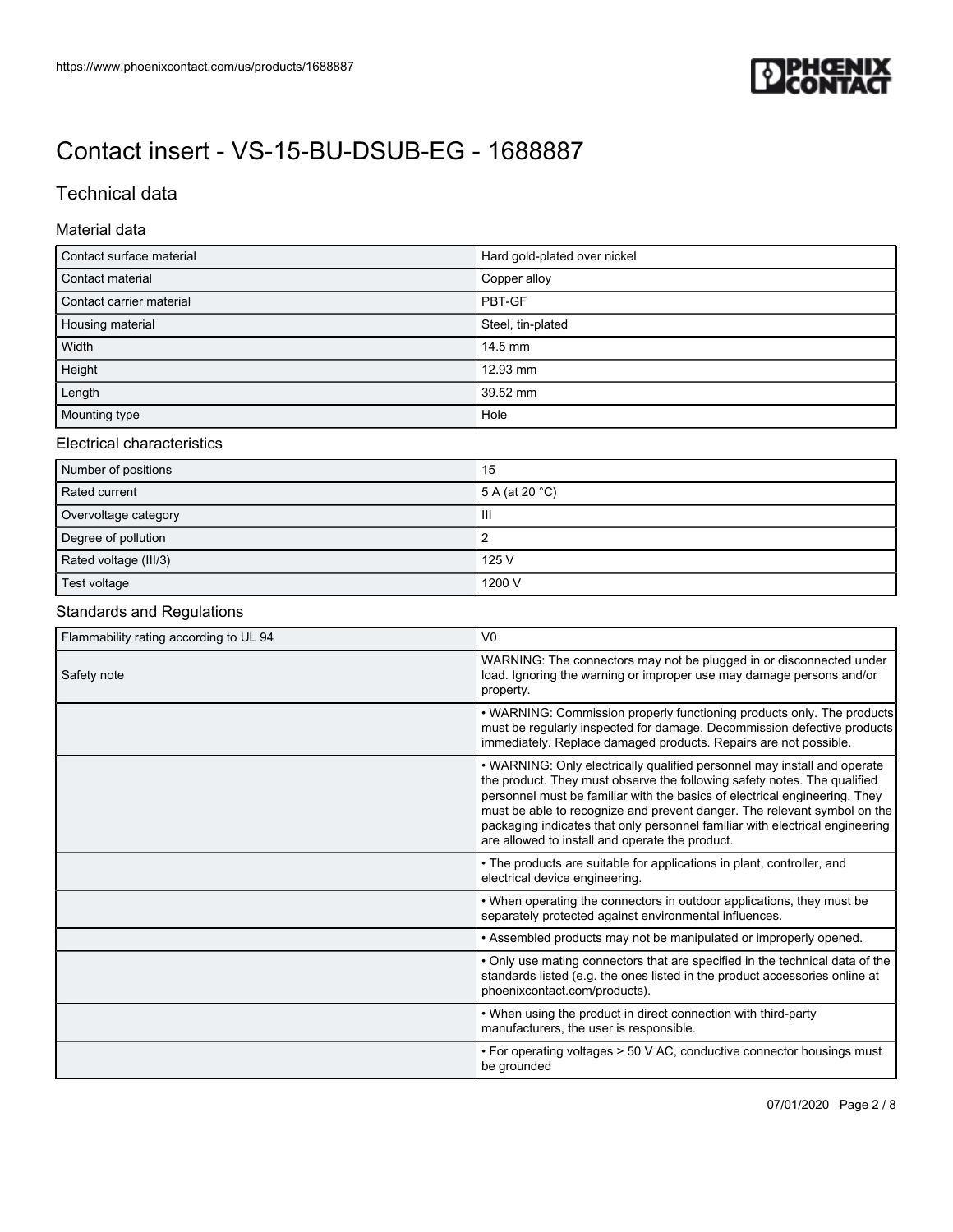# Contact insert - VS-15-BU-DSUB-EG - 1688887

## Technical data

### Material data

| | |
|---|---|
| Contact surface material | Hard gold-plated over nickel |
| Contact material | Copper alloy |
| Contact carrier material | PBT-GF |
| Housing material | Steel, tin-plated |
| Width | 14.5 mm |
| Height | 12.93 mm |
| Length | 39.52 mm |
| Mounting type | Hole |

### Electrical characteristics

| | |
|---|---|
| Number of positions | 15 |
| Rated current | 5 A (at 20 °C) |
| Overvoltage category | III |
| Degree of pollution | 2 |
| Rated voltage (III/3) | 125 V |
| Test voltage | 1200 V |

### Standards and Regulations

| | |
|---|---|
| Flammability rating according to UL 94 | V0 |
| Safety note | WARNING: The connectors may not be plugged in or disconnected under load. Ignoring the warning or improper use may damage persons and/or property. |
| | • WARNING: Commission properly functioning products only. The products must be regularly inspected for damage. Decommission defective products immediately. Replace damaged products. Repairs are not possible. |
| | • WARNING: Only electrically qualified personnel may install and operate the product. They must observe the following safety notes. The qualified personnel must be familiar with the basics of electrical engineering. They must be able to recognize and prevent danger. The relevant symbol on the packaging indicates that only personnel familiar with electrical engineering are allowed to install and operate the product. |
| | • The products are suitable for applications in plant, controller, and electrical device engineering. |
| | • When operating the connectors in outdoor applications, they must be separately protected against environmental influences. |
| | • Assembled products may not be manipulated or improperly opened. |
| | • Only use mating connectors that are specified in the technical data of the standards listed (e.g. the ones listed in the product accessories online at phoenixcontact.com/products). |
| | • When using the product in direct connection with third-party manufacturers, the user is responsible. |
| | • For operating voltages > 50 V AC, conductive connector housings must be grounded |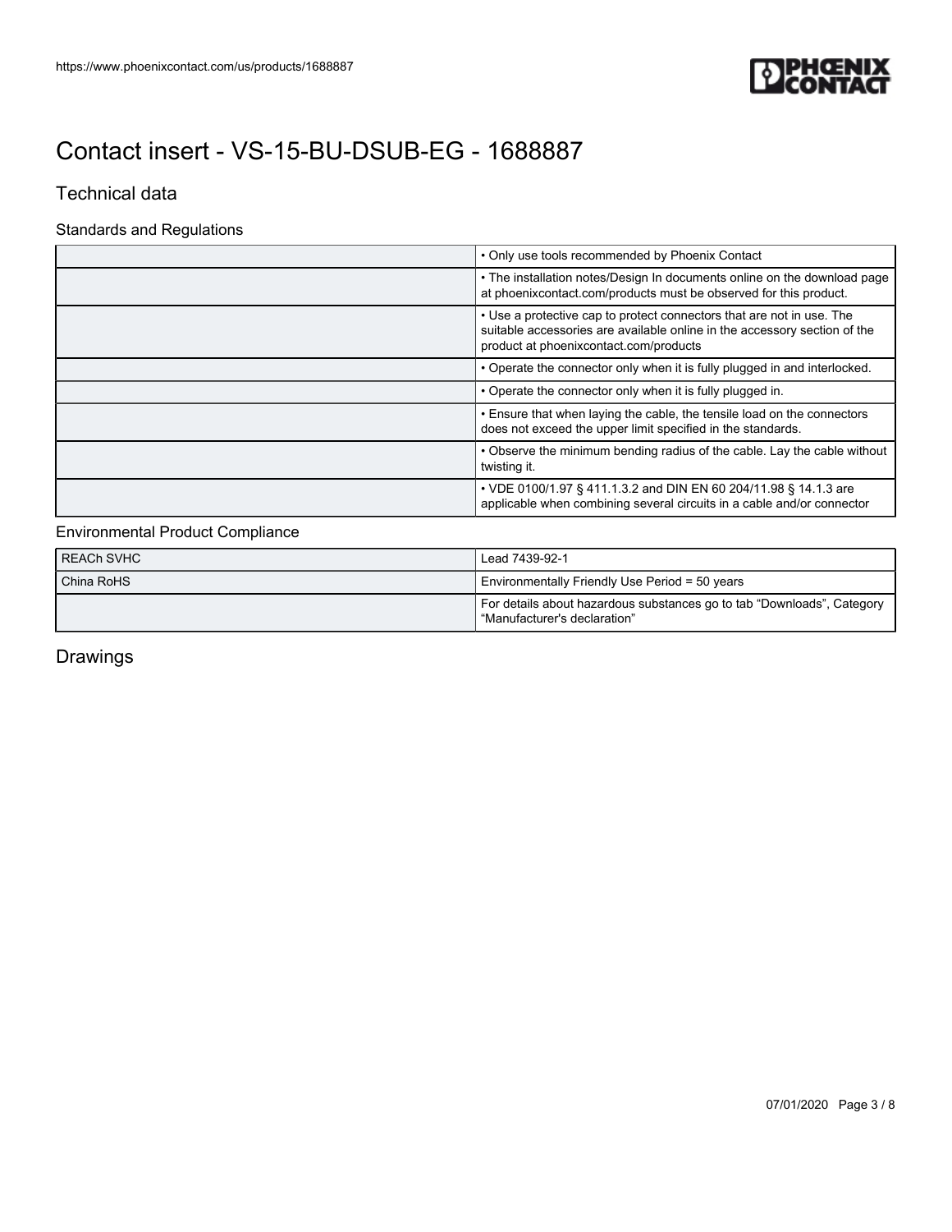# Contact insert - VS-15-BU-DSUB-EG - 1688887

## Technical data

### Standards and Regulations

| | |
|---|---|
| | • Only use tools recommended by Phoenix Contact |
| | • The installation notes/Design In documents online on the download page at phoenixcontact.com/products must be observed for this product. |
| | • Use a protective cap to protect connectors that are not in use. The suitable accessories are available online in the accessory section of the product at phoenixcontact.com/products |
| | • Operate the connector only when it is fully plugged in and interlocked. |
| | • Operate the connector only when it is fully plugged in. |
| | • Ensure that when laying the cable, the tensile load on the connectors does not exceed the upper limit specified in the standards. |
| | • Observe the minimum bending radius of the cable. Lay the cable without twisting it. |
| | • VDE 0100/1.97 § 411.1.3.2 and DIN EN 60 204/11.98 § 14.1.3 are applicable when combining several circuits in a cable and/or connector |

### Environmental Product Compliance

| | |
|---|---|
| REACh SVHC | Lead 7439-92-1 |
| China RoHS | Environmentally Friendly Use Period = 50 years |
| | For details about hazardous substances go to tab “Downloads”, Category “Manufacturer's declaration” |

## Drawings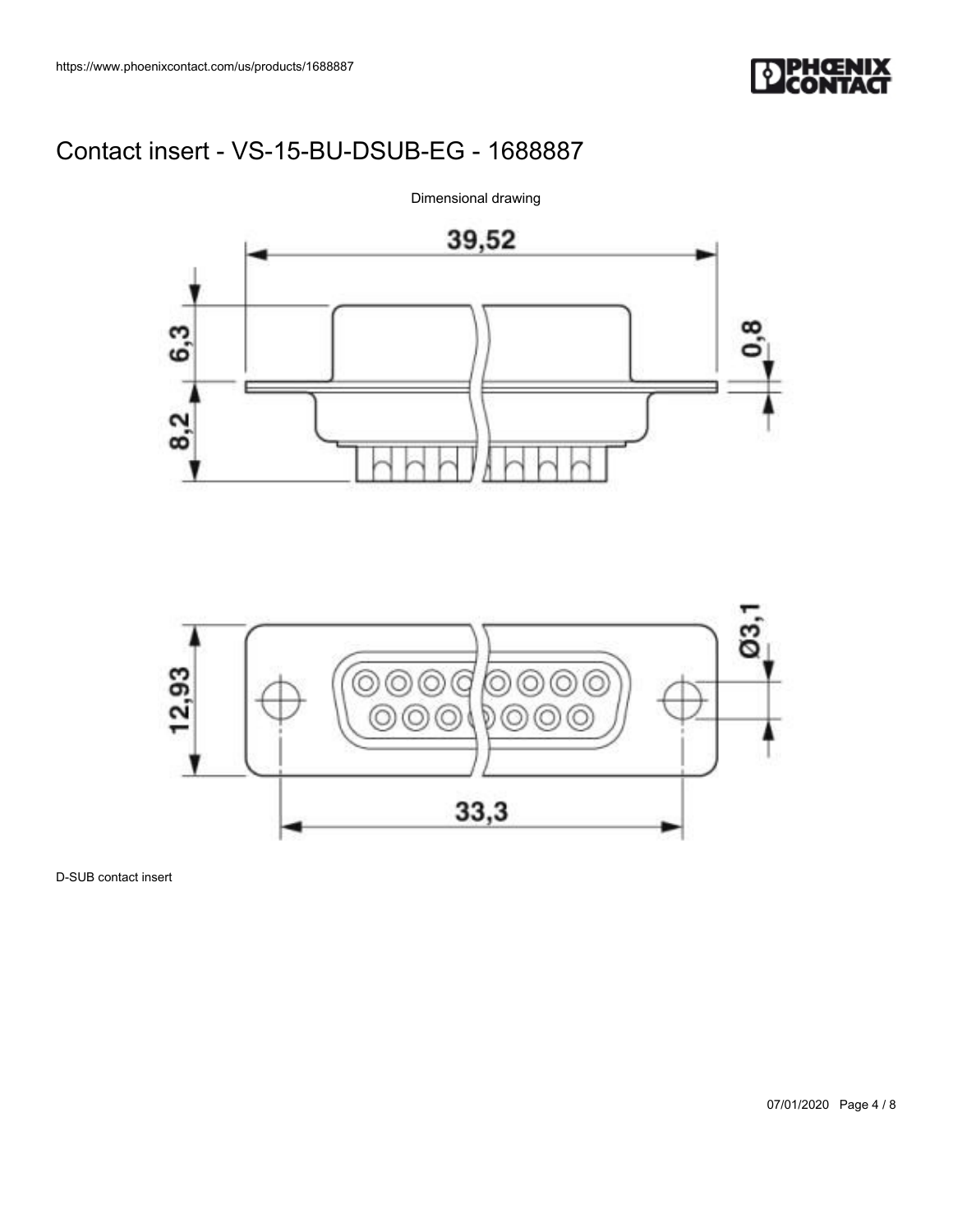# Contact insert - VS-15-BU-DSUB-EG - 1688887

Dimensional drawing

D-SUB contact insert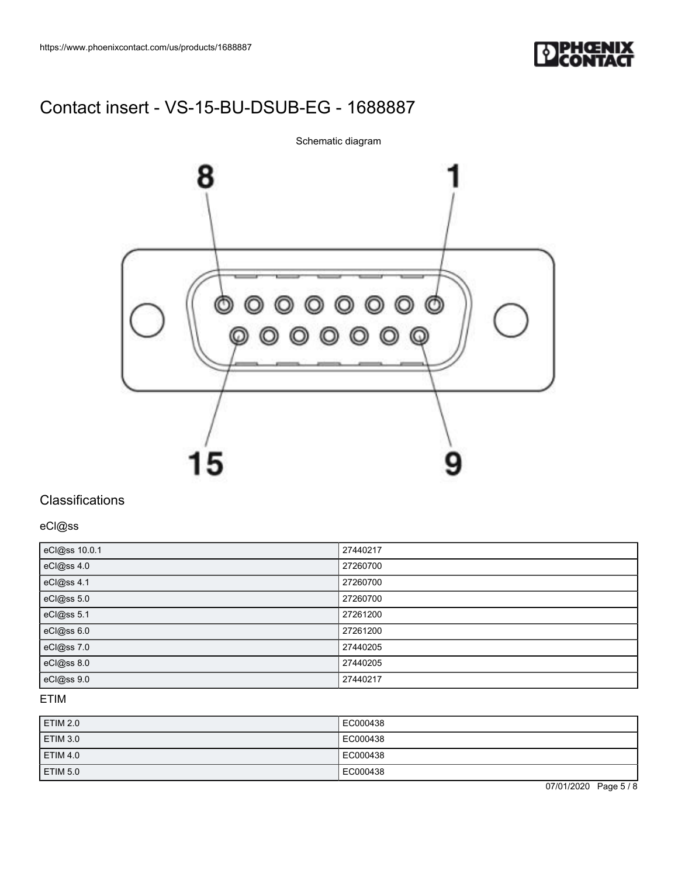# Contact insert - VS-15-BU-DSUB-EG - 1688887

Schematic diagram

## Classifications

### eCl@ss

| eCl@ss 10.0.1 | 27440217 |
| --- | --- |
| eCl@ss 4.0 | 27260700 |
| eCl@ss 4.1 | 27260700 |
| eCl@ss 5.0 | 27260700 |
| eCl@ss 5.1 | 27261200 |
| eCl@ss 6.0 | 27261200 |
| eCl@ss 7.0 | 27440205 |
| eCl@ss 8.0 | 27440205 |
| eCl@ss 9.0 | 27440217 |

### ETIM

| ETIM 2.0 | EC000438 |
| --- | --- |
| ETIM 3.0 | EC000438 |
| ETIM 4.0 | EC000438 |
| ETIM 5.0 | EC000438 |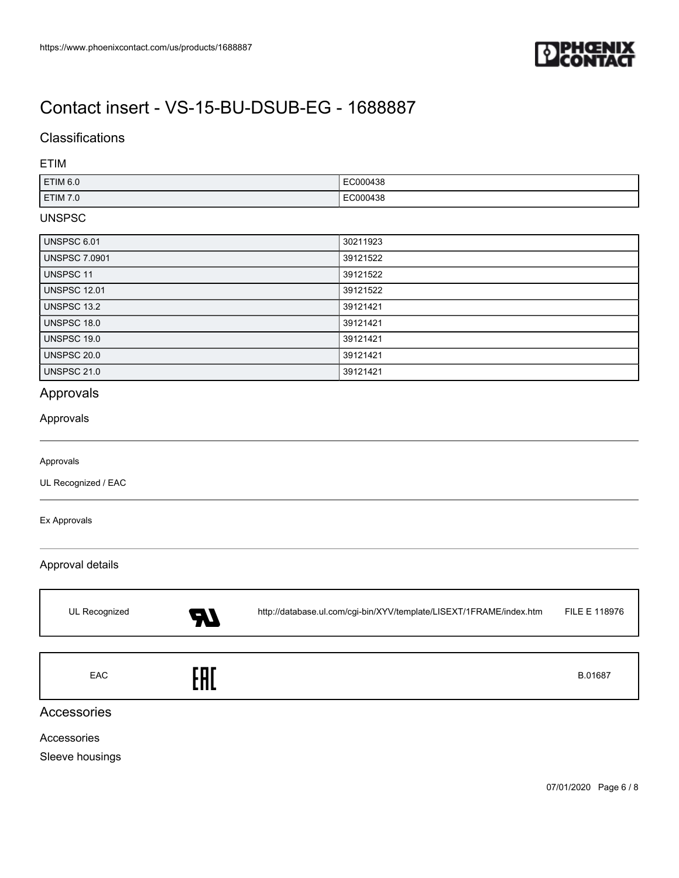# Contact insert - VS-15-BU-DSUB-EG - 1688887

## Classifications

### ETIM

| | |
|---|---|
| ETIM 6.0 | EC000438 |
| ETIM 7.0 | EC000438 |

### UNSPSC

| | |
|---|---|
| UNSPSC 6.01 | 30211923 |
| UNSPSC 7.0901 | 39121522 |
| UNSPSC 11 | 39121522 |
| UNSPSC 12.01 | 39121522 |
| UNSPSC 13.2 | 39121421 |
| UNSPSC 18.0 | 39121421 |
| UNSPSC 19.0 | 39121421 |
| UNSPSC 20.0 | 39121421 |
| UNSPSC 21.0 | 39121421 |

## Approvals

### Approvals

Approvals

UL Recognized / EAC

Ex Approvals

### Approval details

| | | | |
|---|---|---|---|
| UL Recognized | | http://database.ul.com/cgi-bin/XYV/template/LISEXT/1FRAME/index.htm | FILE E 118976 |

| | | | |
|---|---|---|---|
| EAC | | | B.01687 |

## Accessories

Accessories

Sleeve housings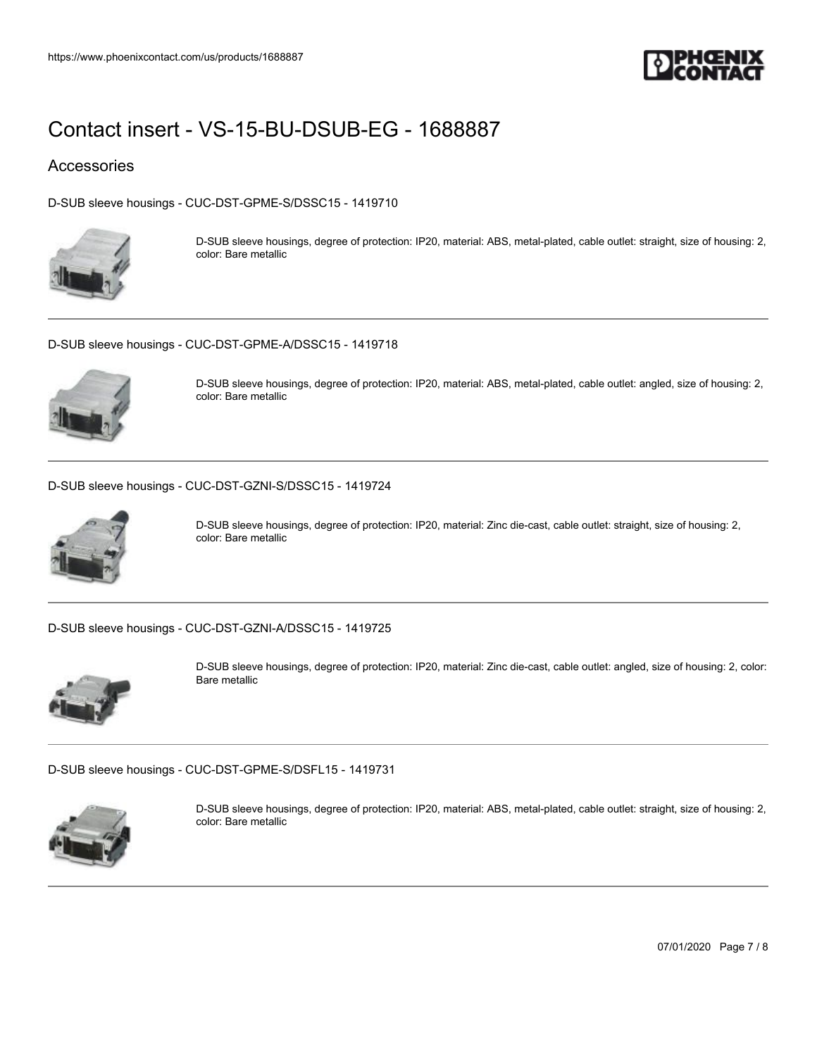# Contact insert - VS-15-BU-DSUB-EG - 1688887

## Accessories

### D-SUB sleeve housings - CUC-DST-GPME-S/DSSC15 - 1419710

D-SUB sleeve housings, degree of protection: IP20, material: ABS, metal-plated, cable outlet: straight, size of housing: 2, color: Bare metallic

---

### D-SUB sleeve housings - CUC-DST-GPME-A/DSSC15 - 1419718

D-SUB sleeve housings, degree of protection: IP20, material: ABS, metal-plated, cable outlet: angled, size of housing: 2, color: Bare metallic

---

### D-SUB sleeve housings - CUC-DST-GZNI-S/DSSC15 - 1419724

D-SUB sleeve housings, degree of protection: IP20, material: Zinc die-cast, cable outlet: straight, size of housing: 2, color: Bare metallic

---

### D-SUB sleeve housings - CUC-DST-GZNI-A/DSSC15 - 1419725

D-SUB sleeve housings, degree of protection: IP20, material: Zinc die-cast, cable outlet: angled, size of housing: 2, color: Bare metallic

---

### D-SUB sleeve housings - CUC-DST-GPME-S/DSFL15 - 1419731

D-SUB sleeve housings, degree of protection: IP20, material: ABS, metal-plated, cable outlet: straight, size of housing: 2, color: Bare metallic

---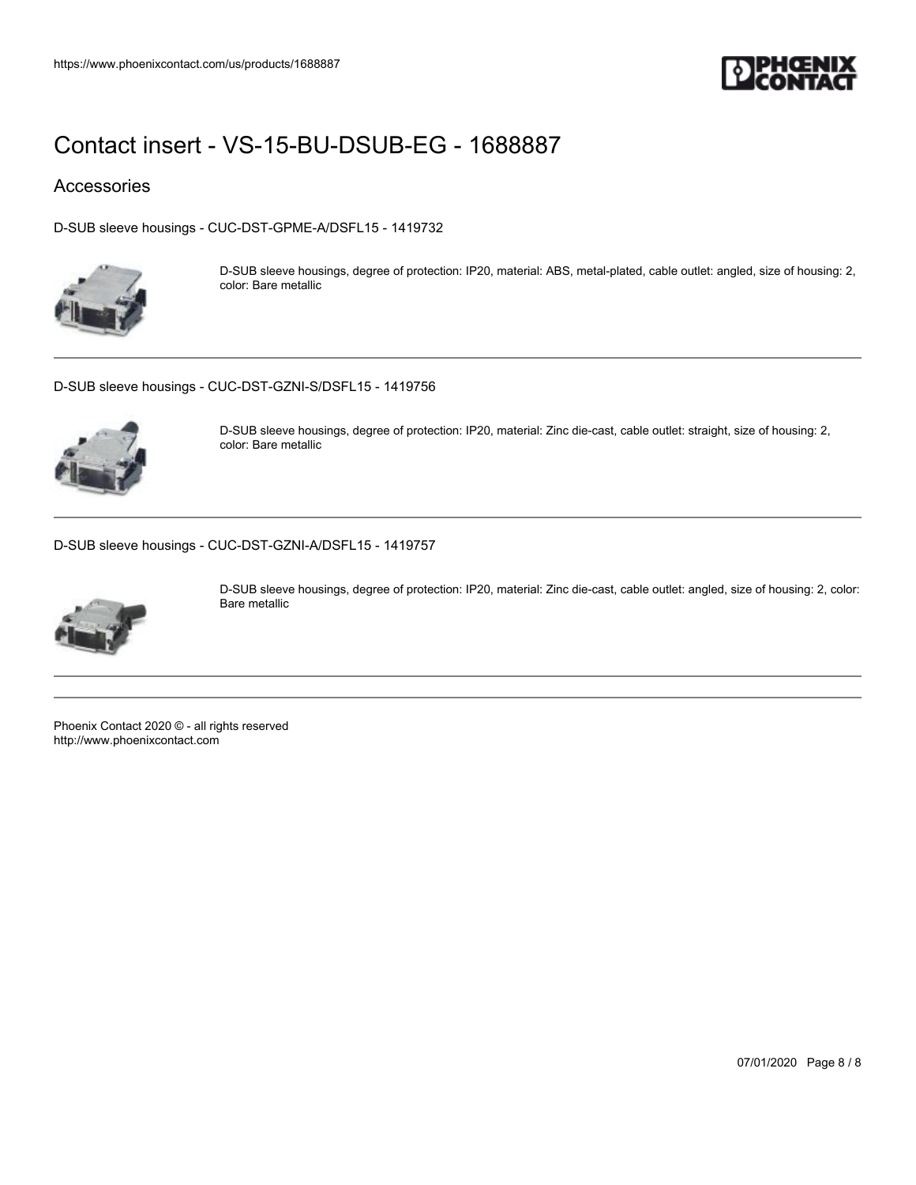# Contact insert - VS-15-BU-DSUB-EG - 1688887

## Accessories

D-SUB sleeve housings - CUC-DST-GPME-A/DSFL15 - 1419732

D-SUB sleeve housings, degree of protection: IP20, material: ABS, metal-plated, cable outlet: angled, size of housing: 2, color: Bare metallic

---

D-SUB sleeve housings - CUC-DST-GZNI-S/DSFL15 - 1419756

D-SUB sleeve housings, degree of protection: IP20, material: Zinc die-cast, cable outlet: straight, size of housing: 2, color: Bare metallic

---

D-SUB sleeve housings - CUC-DST-GZNI-A/DSFL15 - 1419757

D-SUB sleeve housings, degree of protection: IP20, material: Zinc die-cast, cable outlet: angled, size of housing: 2, color: Bare metallic

---

Phoenix Contact 2020 © - all rights reserved
http://www.phoenixcontact.com